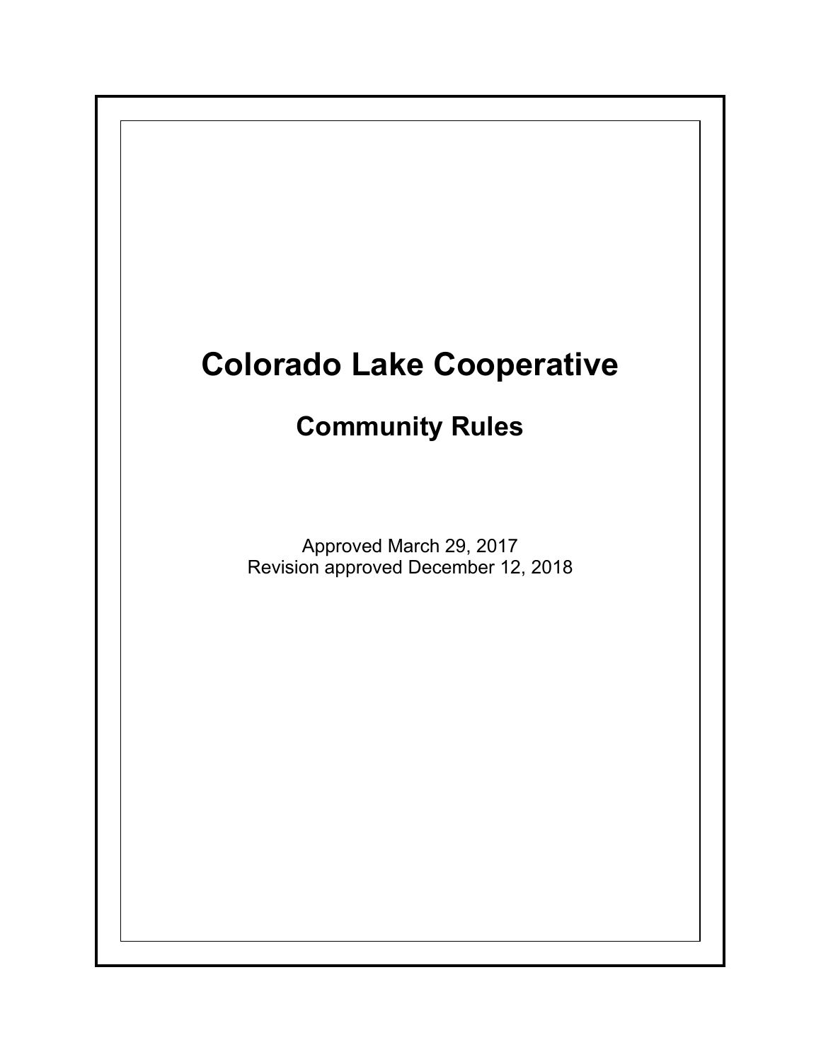# Colorado Lake Cooperative

## Community Rules

Approved March 29, 2017
Revision approved December 12, 2018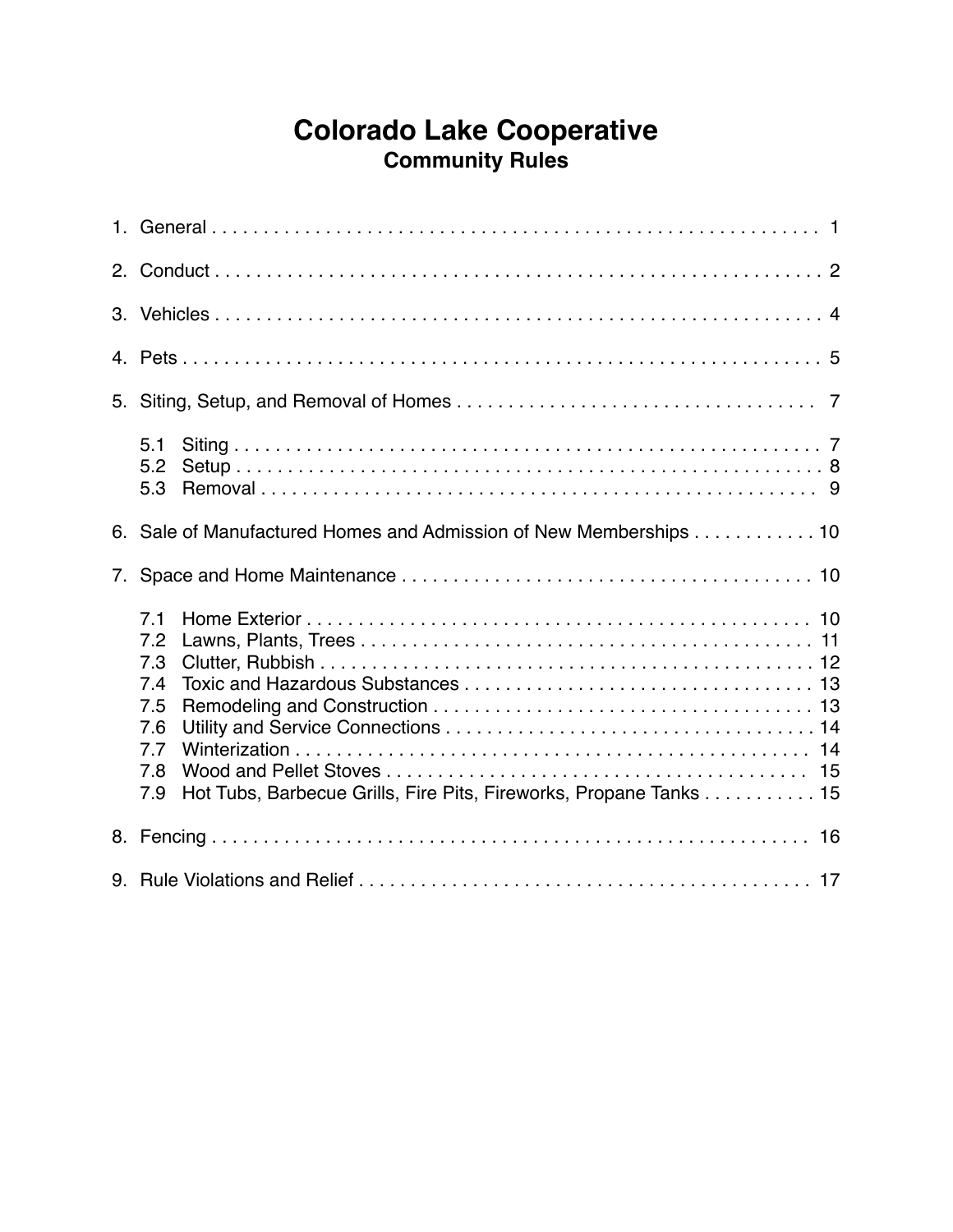# Colorado Lake Cooperative

## Community Rules

1. General . . . . . . . . . . . . . . . . . . . . . . . . . . . . . . . . . . . . . . . . . . . . . . . . . . . . . . . . . . . . . 1

2. Conduct . . . . . . . . . . . . . . . . . . . . . . . . . . . . . . . . . . . . . . . . . . . . . . . . . . . . . . . . . . . . . 2

3. Vehicles . . . . . . . . . . . . . . . . . . . . . . . . . . . . . . . . . . . . . . . . . . . . . . . . . . . . . . . . . . . . . 4

4. Pets . . . . . . . . . . . . . . . . . . . . . . . . . . . . . . . . . . . . . . . . . . . . . . . . . . . . . . . . . . . . . . . . 5

5. Siting, Setup, and Removal of Homes . . . . . . . . . . . . . . . . . . . . . . . . . . . . . . . . . . . 7

   5.1 Siting . . . . . . . . . . . . . . . . . . . . . . . . . . . . . . . . . . . . . . . . . . . . . . . . . . . . . . . . . . 7
   5.2 Setup . . . . . . . . . . . . . . . . . . . . . . . . . . . . . . . . . . . . . . . . . . . . . . . . . . . . . . . . . . 8
   5.3 Removal . . . . . . . . . . . . . . . . . . . . . . . . . . . . . . . . . . . . . . . . . . . . . . . . . . . . . . . 9

6. Sale of Manufactured Homes and Admission of New Memberships . . . . . . . . . . . . 10

7. Space and Home Maintenance . . . . . . . . . . . . . . . . . . . . . . . . . . . . . . . . . . . . . . . . 10

   7.1 Home Exterior . . . . . . . . . . . . . . . . . . . . . . . . . . . . . . . . . . . . . . . . . . . . . . . . . . 10
   7.2 Lawns, Plants, Trees . . . . . . . . . . . . . . . . . . . . . . . . . . . . . . . . . . . . . . . . . . . . 11
   7.3 Clutter, Rubbish . . . . . . . . . . . . . . . . . . . . . . . . . . . . . . . . . . . . . . . . . . . . . . . 12
   7.4 Toxic and Hazardous Substances . . . . . . . . . . . . . . . . . . . . . . . . . . . . . . . . . . 13
   7.5 Remodeling and Construction . . . . . . . . . . . . . . . . . . . . . . . . . . . . . . . . . . . . . 13
   7.6 Utility and Service Connections . . . . . . . . . . . . . . . . . . . . . . . . . . . . . . . . . . . . 14
   7.7 Winterization . . . . . . . . . . . . . . . . . . . . . . . . . . . . . . . . . . . . . . . . . . . . . . . . . . 14
   7.8 Wood and Pellet Stoves . . . . . . . . . . . . . . . . . . . . . . . . . . . . . . . . . . . . . . . . . 15
   7.9 Hot Tubs, Barbecue Grills, Fire Pits, Fireworks, Propane Tanks . . . . . . . . . . . 15

8. Fencing . . . . . . . . . . . . . . . . . . . . . . . . . . . . . . . . . . . . . . . . . . . . . . . . . . . . . . . . . . . 16

9. Rule Violations and Relief . . . . . . . . . . . . . . . . . . . . . . . . . . . . . . . . . . . . . . . . . . . . 17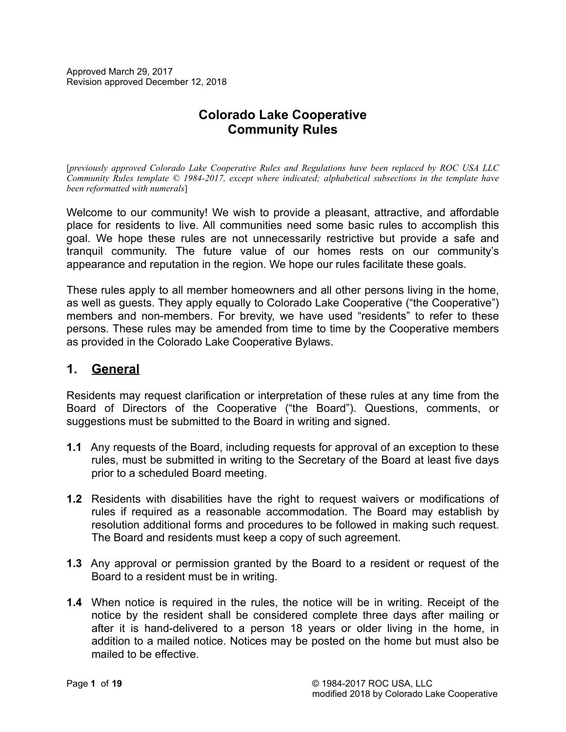Approved March 29, 2017
Revision approved December 12, 2018

# Colorado Lake Cooperative
# Community Rules

[*previously approved Colorado Lake Cooperative Rules and Regulations have been replaced by ROC USA LLC Community Rules template © 1984-2017, except where indicated; alphabetical subsections in the template have been reformatted with numerals*]

Welcome to our community! We wish to provide a pleasant, attractive, and affordable place for residents to live. All communities need some basic rules to accomplish this goal. We hope these rules are not unnecessarily restrictive but provide a safe and tranquil community. The future value of our homes rests on our community's appearance and reputation in the region. We hope our rules facilitate these goals.

These rules apply to all member homeowners and all other persons living in the home, as well as guests. They apply equally to Colorado Lake Cooperative ("the Cooperative") members and non-members. For brevity, we have used "residents" to refer to these persons. These rules may be amended from time to time by the Cooperative members as provided in the Colorado Lake Cooperative Bylaws.

## 1. General

Residents may request clarification or interpretation of these rules at any time from the Board of Directors of the Cooperative ("the Board"). Questions, comments, or suggestions must be submitted to the Board in writing and signed.

**1.1** Any requests of the Board, including requests for approval of an exception to these rules, must be submitted in writing to the Secretary of the Board at least five days prior to a scheduled Board meeting.

**1.2** Residents with disabilities have the right to request waivers or modifications of rules if required as a reasonable accommodation. The Board may establish by resolution additional forms and procedures to be followed in making such request. The Board and residents must keep a copy of such agreement.

**1.3** Any approval or permission granted by the Board to a resident or request of the Board to a resident must be in writing.

**1.4** When notice is required in the rules, the notice will be in writing. Receipt of the notice by the resident shall be considered complete three days after mailing or after it is hand-delivered to a person 18 years or older living in the home, in addition to a mailed notice. Notices may be posted on the home but must also be mailed to be effective.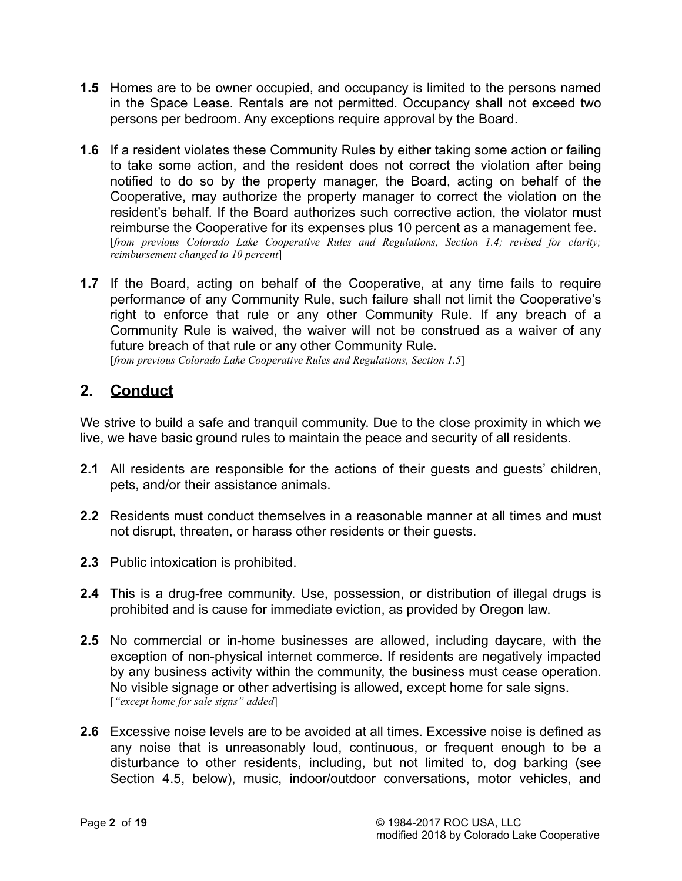**1.5** Homes are to be owner occupied, and occupancy is limited to the persons named in the Space Lease. Rentals are not permitted. Occupancy shall not exceed two persons per bedroom. Any exceptions require approval by the Board.

**1.6** If a resident violates these Community Rules by either taking some action or failing to take some action, and the resident does not correct the violation after being notified to do so by the property manager, the Board, acting on behalf of the Cooperative, may authorize the property manager to correct the violation on the resident's behalf. If the Board authorizes such corrective action, the violator must reimburse the Cooperative for its expenses plus 10 percent as a management fee.
[*from previous Colorado Lake Cooperative Rules and Regulations, Section 1.4; revised for clarity; reimbursement changed to 10 percent*]

**1.7** If the Board, acting on behalf of the Cooperative, at any time fails to require performance of any Community Rule, such failure shall not limit the Cooperative's right to enforce that rule or any other Community Rule. If any breach of a Community Rule is waived, the waiver will not be construed as a waiver of any future breach of that rule or any other Community Rule.
[*from previous Colorado Lake Cooperative Rules and Regulations, Section 1.5*]

## 2. <u>Conduct</u>

We strive to build a safe and tranquil community. Due to the close proximity in which we live, we have basic ground rules to maintain the peace and security of all residents.

**2.1** All residents are responsible for the actions of their guests and guests' children, pets, and/or their assistance animals.

**2.2** Residents must conduct themselves in a reasonable manner at all times and must not disrupt, threaten, or harass other residents or their guests.

**2.3** Public intoxication is prohibited.

**2.4** This is a drug-free community. Use, possession, or distribution of illegal drugs is prohibited and is cause for immediate eviction, as provided by Oregon law.

**2.5** No commercial or in-home businesses are allowed, including daycare, with the exception of non-physical internet commerce. If residents are negatively impacted by any business activity within the community, the business must cease operation. No visible signage or other advertising is allowed, except home for sale signs.
[*"except home for sale signs" added*]

**2.6** Excessive noise levels are to be avoided at all times. Excessive noise is defined as any noise that is unreasonably loud, continuous, or frequent enough to be a disturbance to other residents, including, but not limited to, dog barking (see Section 4.5, below), music, indoor/outdoor conversations, motor vehicles, and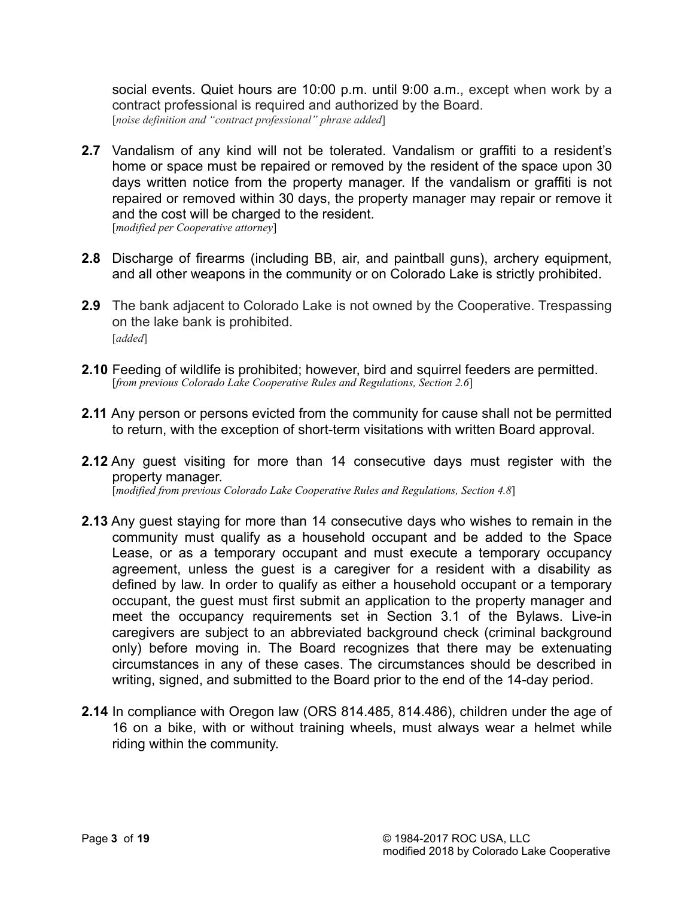social events. Quiet hours are 10:00 p.m. until 9:00 a.m., except when work by a contract professional is required and authorized by the Board.
[*noise definition and "contract professional" phrase added*]

**2.7** Vandalism of any kind will not be tolerated. Vandalism or graffiti to a resident's home or space must be repaired or removed by the resident of the space upon 30 days written notice from the property manager. If the vandalism or graffiti is not repaired or removed within 30 days, the property manager may repair or remove it and the cost will be charged to the resident.
[*modified per Cooperative attorney*]

**2.8** Discharge of firearms (including BB, air, and paintball guns), archery equipment, and all other weapons in the community or on Colorado Lake is strictly prohibited.

**2.9** The bank adjacent to Colorado Lake is not owned by the Cooperative. Trespassing on the lake bank is prohibited.
[*added*]

**2.10** Feeding of wildlife is prohibited; however, bird and squirrel feeders are permitted.
[*from previous Colorado Lake Cooperative Rules and Regulations, Section 2.6*]

**2.11** Any person or persons evicted from the community for cause shall not be permitted to return, with the exception of short-term visitations with written Board approval.

**2.12** Any guest visiting for more than 14 consecutive days must register with the property manager.
[*modified from previous Colorado Lake Cooperative Rules and Regulations, Section 4.8*]

**2.13** Any guest staying for more than 14 consecutive days who wishes to remain in the community must qualify as a household occupant and be added to the Space Lease, or as a temporary occupant and must execute a temporary occupancy agreement, unless the guest is a caregiver for a resident with a disability as defined by law. In order to qualify as either a household occupant or a temporary occupant, the guest must first submit an application to the property manager and meet the occupancy requirements set in Section 3.1 of the Bylaws. Live-in caregivers are subject to an abbreviated background check (criminal background only) before moving in. The Board recognizes that there may be extenuating circumstances in any of these cases. The circumstances should be described in writing, signed, and submitted to the Board prior to the end of the 14-day period.

**2.14** In compliance with Oregon law (ORS 814.485, 814.486), children under the age of 16 on a bike, with or without training wheels, must always wear a helmet while riding within the community.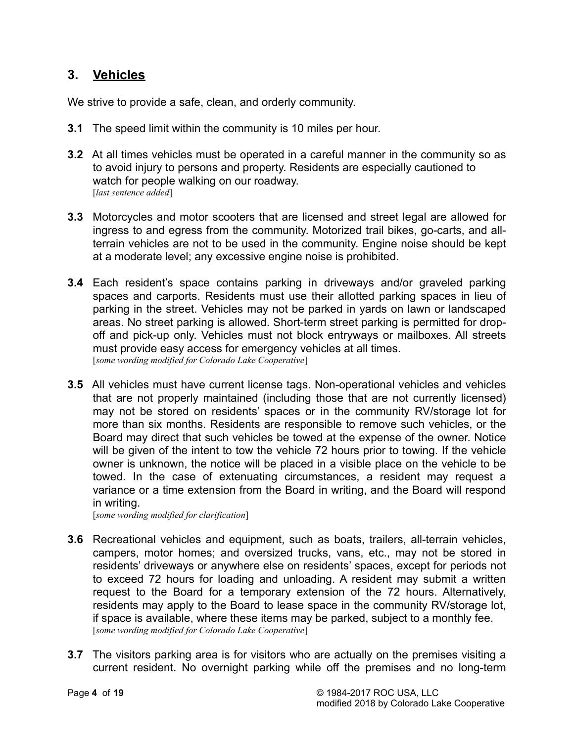## 3. <u>Vehicles</u>

We strive to provide a safe, clean, and orderly community.

**3.1** The speed limit within the community is 10 miles per hour.

**3.2** At all times vehicles must be operated in a careful manner in the community so as to avoid injury to persons and property. Residents are especially cautioned to watch for people walking on our roadway.
[*last sentence added*]

**3.3** Motorcycles and motor scooters that are licensed and street legal are allowed for ingress to and egress from the community. Motorized trail bikes, go-carts, and all-terrain vehicles are not to be used in the community. Engine noise should be kept at a moderate level; any excessive engine noise is prohibited.

**3.4** Each resident's space contains parking in driveways and/or graveled parking spaces and carports. Residents must use their allotted parking spaces in lieu of parking in the street. Vehicles may not be parked in yards on lawn or landscaped areas. No street parking is allowed. Short-term street parking is permitted for drop-off and pick-up only. Vehicles must not block entryways or mailboxes. All streets must provide easy access for emergency vehicles at all times.
[*some wording modified for Colorado Lake Cooperative*]

**3.5** All vehicles must have current license tags. Non-operational vehicles and vehicles that are not properly maintained (including those that are not currently licensed) may not be stored on residents' spaces or in the community RV/storage lot for more than six months. Residents are responsible to remove such vehicles, or the Board may direct that such vehicles be towed at the expense of the owner. Notice will be given of the intent to tow the vehicle 72 hours prior to towing. If the vehicle owner is unknown, the notice will be placed in a visible place on the vehicle to be towed. In the case of extenuating circumstances, a resident may request a variance or a time extension from the Board in writing, and the Board will respond in writing.
[*some wording modified for clarification*]

**3.6** Recreational vehicles and equipment, such as boats, trailers, all-terrain vehicles, campers, motor homes; and oversized trucks, vans, etc., may not be stored in residents' driveways or anywhere else on residents' spaces, except for periods not to exceed 72 hours for loading and unloading. A resident may submit a written request to the Board for a temporary extension of the 72 hours. Alternatively, residents may apply to the Board to lease space in the community RV/storage lot, if space is available, where these items may be parked, subject to a monthly fee.
[*some wording modified for Colorado Lake Cooperative*]

**3.7** The visitors parking area is for visitors who are actually on the premises visiting a current resident. No overnight parking while off the premises and no long-term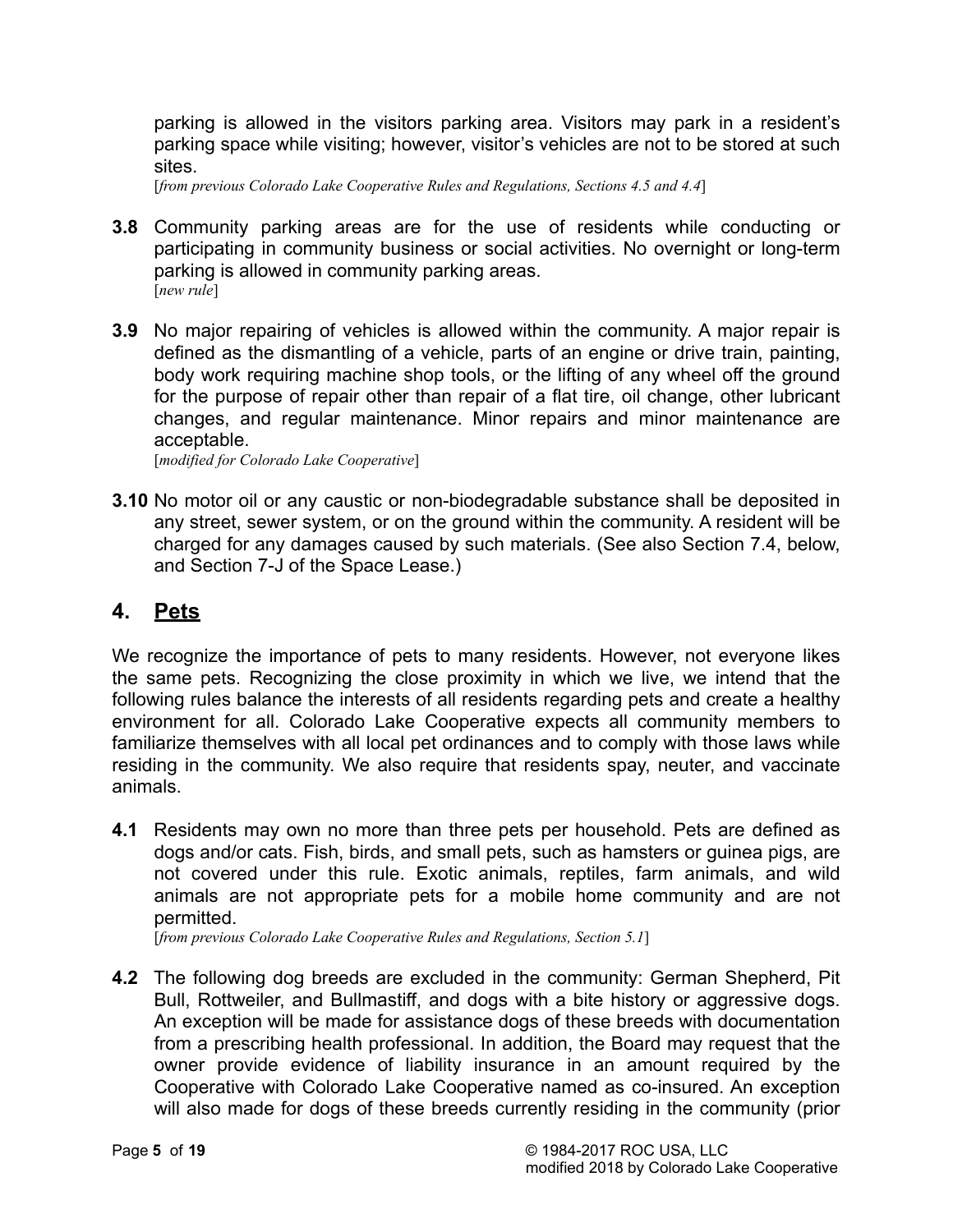parking is allowed in the visitors parking area. Visitors may park in a resident's parking space while visiting; however, visitor's vehicles are not to be stored at such sites.
[*from previous Colorado Lake Cooperative Rules and Regulations, Sections 4.5 and 4.4*]

**3.8** Community parking areas are for the use of residents while conducting or participating in community business or social activities. No overnight or long-term parking is allowed in community parking areas.
[*new rule*]

**3.9** No major repairing of vehicles is allowed within the community. A major repair is defined as the dismantling of a vehicle, parts of an engine or drive train, painting, body work requiring machine shop tools, or the lifting of any wheel off the ground for the purpose of repair other than repair of a flat tire, oil change, other lubricant changes, and regular maintenance. Minor repairs and minor maintenance are acceptable.
[*modified for Colorado Lake Cooperative*]

**3.10** No motor oil or any caustic or non-biodegradable substance shall be deposited in any street, sewer system, or on the ground within the community. A resident will be charged for any damages caused by such materials. (See also Section 7.4, below, and Section 7-J of the Space Lease.)

## 4. Pets

We recognize the importance of pets to many residents. However, not everyone likes the same pets. Recognizing the close proximity in which we live, we intend that the following rules balance the interests of all residents regarding pets and create a healthy environment for all. Colorado Lake Cooperative expects all community members to familiarize themselves with all local pet ordinances and to comply with those laws while residing in the community. We also require that residents spay, neuter, and vaccinate animals.

**4.1** Residents may own no more than three pets per household. Pets are defined as dogs and/or cats. Fish, birds, and small pets, such as hamsters or guinea pigs, are not covered under this rule. Exotic animals, reptiles, farm animals, and wild animals are not appropriate pets for a mobile home community and are not permitted.
[*from previous Colorado Lake Cooperative Rules and Regulations, Section 5.1*]

**4.2** The following dog breeds are excluded in the community: German Shepherd, Pit Bull, Rottweiler, and Bullmastiff, and dogs with a bite history or aggressive dogs. An exception will be made for assistance dogs of these breeds with documentation from a prescribing health professional. In addition, the Board may request that the owner provide evidence of liability insurance in an amount required by the Cooperative with Colorado Lake Cooperative named as co-insured. An exception will also made for dogs of these breeds currently residing in the community (prior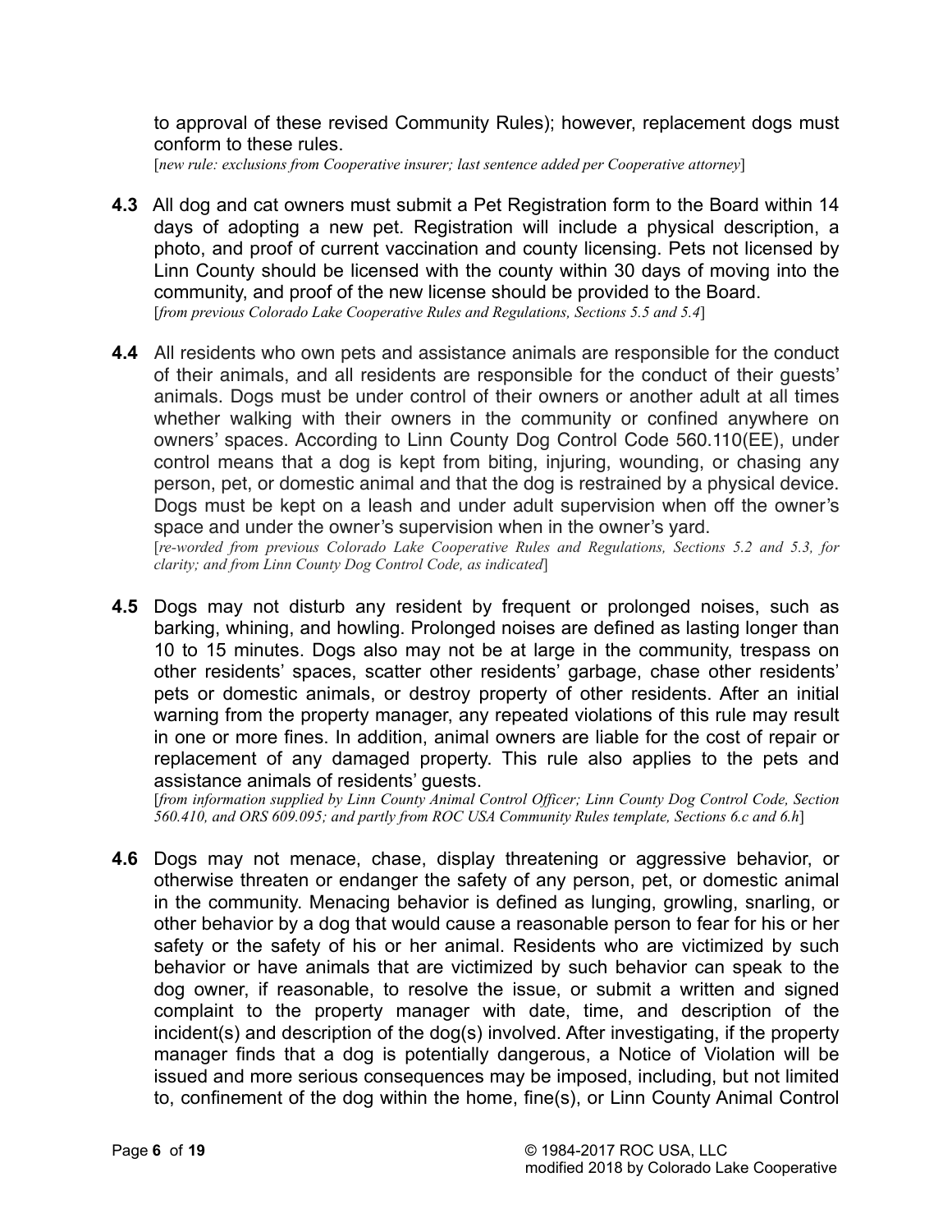to approval of these revised Community Rules); however, replacement dogs must conform to these rules.
[*new rule: exclusions from Cooperative insurer; last sentence added per Cooperative attorney*]

**4.3** All dog and cat owners must submit a Pet Registration form to the Board within 14 days of adopting a new pet. Registration will include a physical description, a photo, and proof of current vaccination and county licensing. Pets not licensed by Linn County should be licensed with the county within 30 days of moving into the community, and proof of the new license should be provided to the Board.
[*from previous Colorado Lake Cooperative Rules and Regulations, Sections 5.5 and 5.4*]

**4.4** All residents who own pets and assistance animals are responsible for the conduct of their animals, and all residents are responsible for the conduct of their guests' animals. Dogs must be under control of their owners or another adult at all times whether walking with their owners in the community or confined anywhere on owners' spaces. According to Linn County Dog Control Code 560.110(EE), under control means that a dog is kept from biting, injuring, wounding, or chasing any person, pet, or domestic animal and that the dog is restrained by a physical device. Dogs must be kept on a leash and under adult supervision when off the owner's space and under the owner's supervision when in the owner's yard.
[*re-worded from previous Colorado Lake Cooperative Rules and Regulations, Sections 5.2 and 5.3, for clarity; and from Linn County Dog Control Code, as indicated*]

**4.5** Dogs may not disturb any resident by frequent or prolonged noises, such as barking, whining, and howling. Prolonged noises are defined as lasting longer than 10 to 15 minutes. Dogs also may not be at large in the community, trespass on other residents' spaces, scatter other residents' garbage, chase other residents' pets or domestic animals, or destroy property of other residents. After an initial warning from the property manager, any repeated violations of this rule may result in one or more fines. In addition, animal owners are liable for the cost of repair or replacement of any damaged property. This rule also applies to the pets and assistance animals of residents' guests.
[*from information supplied by Linn County Animal Control Officer; Linn County Dog Control Code, Section 560.410, and ORS 609.095; and partly from ROC USA Community Rules template, Sections 6.c and 6.h*]

**4.6** Dogs may not menace, chase, display threatening or aggressive behavior, or otherwise threaten or endanger the safety of any person, pet, or domestic animal in the community. Menacing behavior is defined as lunging, growling, snarling, or other behavior by a dog that would cause a reasonable person to fear for his or her safety or the safety of his or her animal. Residents who are victimized by such behavior or have animals that are victimized by such behavior can speak to the dog owner, if reasonable, to resolve the issue, or submit a written and signed complaint to the property manager with date, time, and description of the incident(s) and description of the dog(s) involved. After investigating, if the property manager finds that a dog is potentially dangerous, a Notice of Violation will be issued and more serious consequences may be imposed, including, but not limited to, confinement of the dog within the home, fine(s), or Linn County Animal Control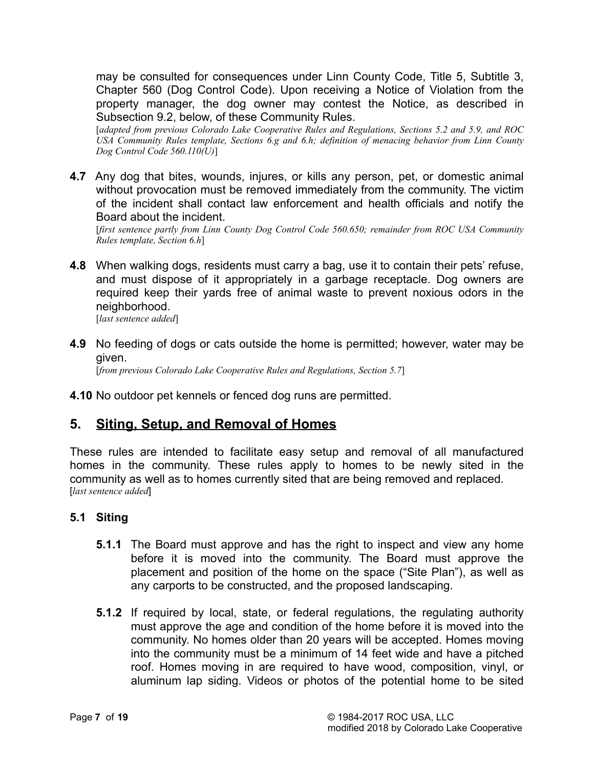may be consulted for consequences under Linn County Code, Title 5, Subtitle 3, Chapter 560 (Dog Control Code). Upon receiving a Notice of Violation from the property manager, the dog owner may contest the Notice, as described in Subsection 9.2, below, of these Community Rules.
[*adapted from previous Colorado Lake Cooperative Rules and Regulations, Sections 5.2 and 5.9, and ROC USA Community Rules template, Sections 6.g and 6.h; definition of menacing behavior from Linn County Dog Control Code 560.110(U)*]

**4.7** Any dog that bites, wounds, injures, or kills any person, pet, or domestic animal without provocation must be removed immediately from the community. The victim of the incident shall contact law enforcement and health officials and notify the Board about the incident.
[*first sentence partly from Linn County Dog Control Code 560.650; remainder from ROC USA Community Rules template, Section 6.h*]

**4.8** When walking dogs, residents must carry a bag, use it to contain their pets' refuse, and must dispose of it appropriately in a garbage receptacle. Dog owners are required keep their yards free of animal waste to prevent noxious odors in the neighborhood.
[*last sentence added*]

**4.9** No feeding of dogs or cats outside the home is permitted; however, water may be given.
[*from previous Colorado Lake Cooperative Rules and Regulations, Section 5.7*]

**4.10** No outdoor pet kennels or fenced dog runs are permitted.

## 5. Siting, Setup, and Removal of Homes

These rules are intended to facilitate easy setup and removal of all manufactured homes in the community. These rules apply to homes to be newly sited in the community as well as to homes currently sited that are being removed and replaced.
[*last sentence added*]

### 5.1 Siting

**5.1.1** The Board must approve and has the right to inspect and view any home before it is moved into the community. The Board must approve the placement and position of the home on the space ("Site Plan"), as well as any carports to be constructed, and the proposed landscaping.

**5.1.2** If required by local, state, or federal regulations, the regulating authority must approve the age and condition of the home before it is moved into the community. No homes older than 20 years will be accepted. Homes moving into the community must be a minimum of 14 feet wide and have a pitched roof. Homes moving in are required to have wood, composition, vinyl, or aluminum lap siding. Videos or photos of the potential home to be sited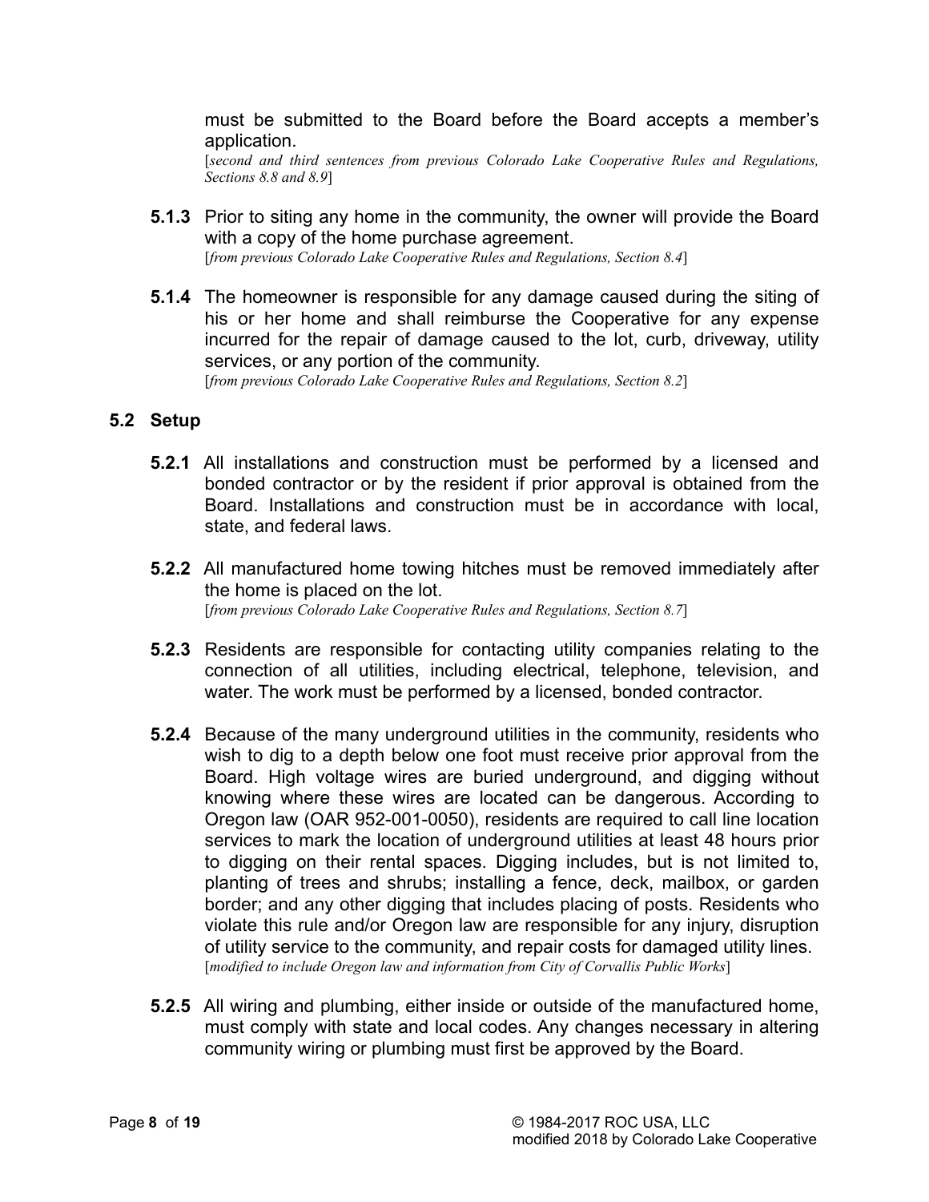must be submitted to the Board before the Board accepts a member's application.
[*second and third sentences from previous Colorado Lake Cooperative Rules and Regulations, Sections 8.8 and 8.9*]

**5.1.3** Prior to siting any home in the community, the owner will provide the Board with a copy of the home purchase agreement.
[*from previous Colorado Lake Cooperative Rules and Regulations, Section 8.4*]

**5.1.4** The homeowner is responsible for any damage caused during the siting of his or her home and shall reimburse the Cooperative for any expense incurred for the repair of damage caused to the lot, curb, driveway, utility services, or any portion of the community.
[*from previous Colorado Lake Cooperative Rules and Regulations, Section 8.2*]

### 5.2 Setup

**5.2.1** All installations and construction must be performed by a licensed and bonded contractor or by the resident if prior approval is obtained from the Board. Installations and construction must be in accordance with local, state, and federal laws.

**5.2.2** All manufactured home towing hitches must be removed immediately after the home is placed on the lot.
[*from previous Colorado Lake Cooperative Rules and Regulations, Section 8.7*]

**5.2.3** Residents are responsible for contacting utility companies relating to the connection of all utilities, including electrical, telephone, television, and water. The work must be performed by a licensed, bonded contractor.

**5.2.4** Because of the many underground utilities in the community, residents who wish to dig to a depth below one foot must receive prior approval from the Board. High voltage wires are buried underground, and digging without knowing where these wires are located can be dangerous. According to Oregon law (OAR 952-001-0050), residents are required to call line location services to mark the location of underground utilities at least 48 hours prior to digging on their rental spaces. Digging includes, but is not limited to, planting of trees and shrubs; installing a fence, deck, mailbox, or garden border; and any other digging that includes placing of posts. Residents who violate this rule and/or Oregon law are responsible for any injury, disruption of utility service to the community, and repair costs for damaged utility lines.
[*modified to include Oregon law and information from City of Corvallis Public Works*]

**5.2.5** All wiring and plumbing, either inside or outside of the manufactured home, must comply with state and local codes. Any changes necessary in altering community wiring or plumbing must first be approved by the Board.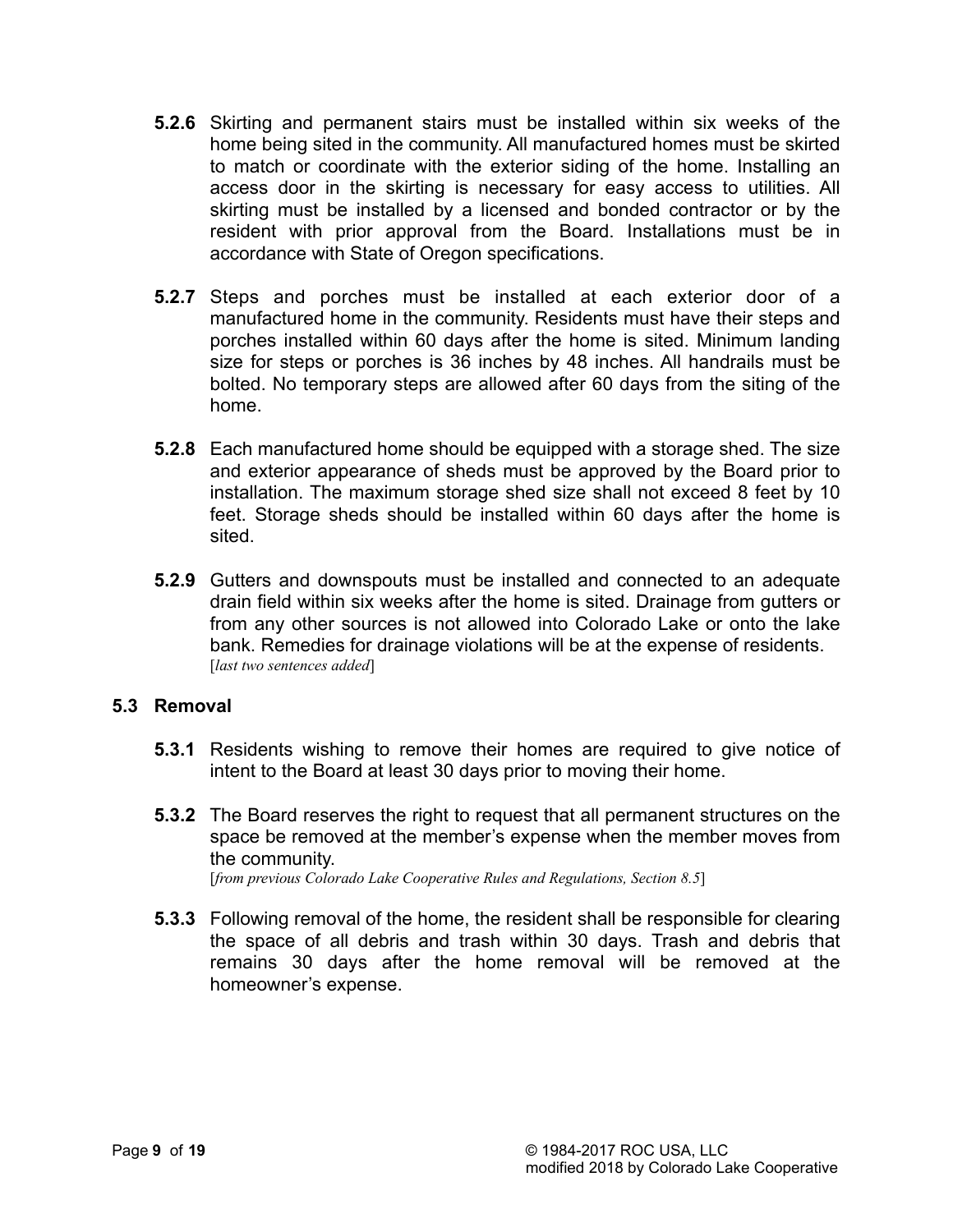**5.2.6** Skirting and permanent stairs must be installed within six weeks of the home being sited in the community. All manufactured homes must be skirted to match or coordinate with the exterior siding of the home. Installing an access door in the skirting is necessary for easy access to utilities. All skirting must be installed by a licensed and bonded contractor or by the resident with prior approval from the Board. Installations must be in accordance with State of Oregon specifications.

**5.2.7** Steps and porches must be installed at each exterior door of a manufactured home in the community. Residents must have their steps and porches installed within 60 days after the home is sited. Minimum landing size for steps or porches is 36 inches by 48 inches. All handrails must be bolted. No temporary steps are allowed after 60 days from the siting of the home.

**5.2.8** Each manufactured home should be equipped with a storage shed. The size and exterior appearance of sheds must be approved by the Board prior to installation. The maximum storage shed size shall not exceed 8 feet by 10 feet. Storage sheds should be installed within 60 days after the home is sited.

**5.2.9** Gutters and downspouts must be installed and connected to an adequate drain field within six weeks after the home is sited. Drainage from gutters or from any other sources is not allowed into Colorado Lake or onto the lake bank. Remedies for drainage violations will be at the expense of residents. [*last two sentences added*]

## 5.3 Removal

**5.3.1** Residents wishing to remove their homes are required to give notice of intent to the Board at least 30 days prior to moving their home.

**5.3.2** The Board reserves the right to request that all permanent structures on the space be removed at the member's expense when the member moves from the community.
[*from previous Colorado Lake Cooperative Rules and Regulations, Section 8.5*]

**5.3.3** Following removal of the home, the resident shall be responsible for clearing the space of all debris and trash within 30 days. Trash and debris that remains 30 days after the home removal will be removed at the homeowner's expense.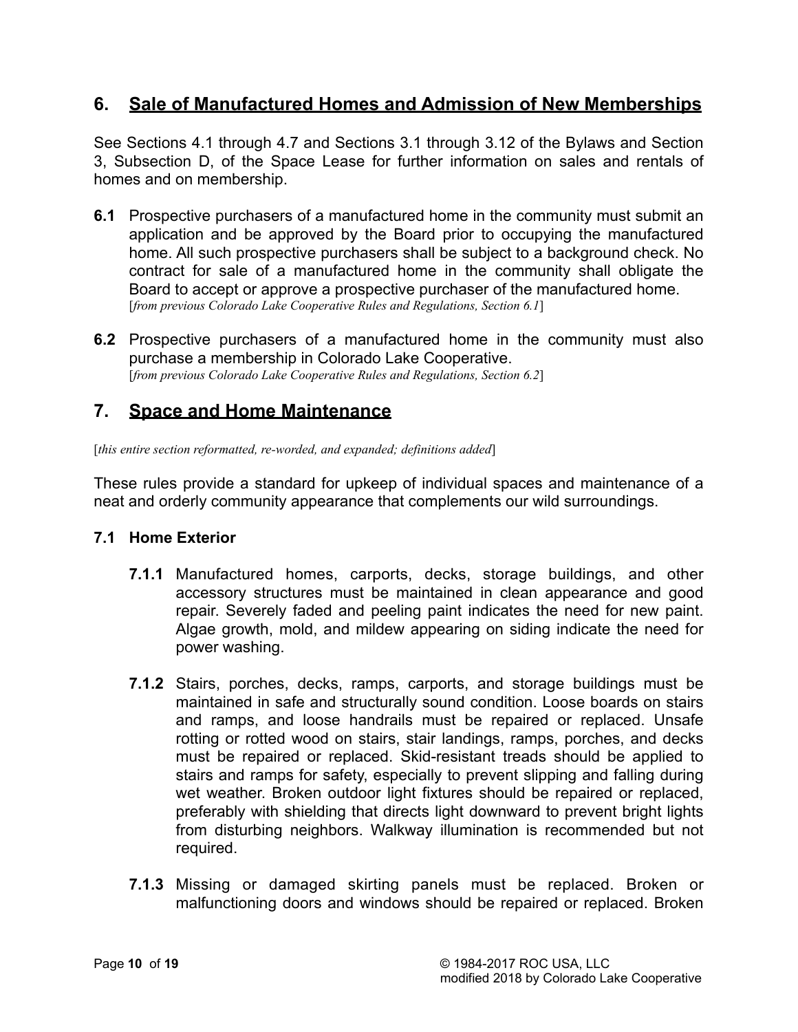## 6. Sale of Manufactured Homes and Admission of New Memberships

See Sections 4.1 through 4.7 and Sections 3.1 through 3.12 of the Bylaws and Section 3, Subsection D, of the Space Lease for further information on sales and rentals of homes and on membership.

**6.1** Prospective purchasers of a manufactured home in the community must submit an application and be approved by the Board prior to occupying the manufactured home. All such prospective purchasers shall be subject to a background check. No contract for sale of a manufactured home in the community shall obligate the Board to accept or approve a prospective purchaser of the manufactured home.
[*from previous Colorado Lake Cooperative Rules and Regulations, Section 6.1*]

**6.2** Prospective purchasers of a manufactured home in the community must also purchase a membership in Colorado Lake Cooperative.
[*from previous Colorado Lake Cooperative Rules and Regulations, Section 6.2*]

## 7. Space and Home Maintenance

[*this entire section reformatted, re-worded, and expanded; definitions added*]

These rules provide a standard for upkeep of individual spaces and maintenance of a neat and orderly community appearance that complements our wild surroundings.

### 7.1 Home Exterior

**7.1.1** Manufactured homes, carports, decks, storage buildings, and other accessory structures must be maintained in clean appearance and good repair. Severely faded and peeling paint indicates the need for new paint. Algae growth, mold, and mildew appearing on siding indicate the need for power washing.

**7.1.2** Stairs, porches, decks, ramps, carports, and storage buildings must be maintained in safe and structurally sound condition. Loose boards on stairs and ramps, and loose handrails must be repaired or replaced. Unsafe rotting or rotted wood on stairs, stair landings, ramps, porches, and decks must be repaired or replaced. Skid-resistant treads should be applied to stairs and ramps for safety, especially to prevent slipping and falling during wet weather. Broken outdoor light fixtures should be repaired or replaced, preferably with shielding that directs light downward to prevent bright lights from disturbing neighbors. Walkway illumination is recommended but not required.

**7.1.3** Missing or damaged skirting panels must be replaced. Broken or malfunctioning doors and windows should be repaired or replaced. Broken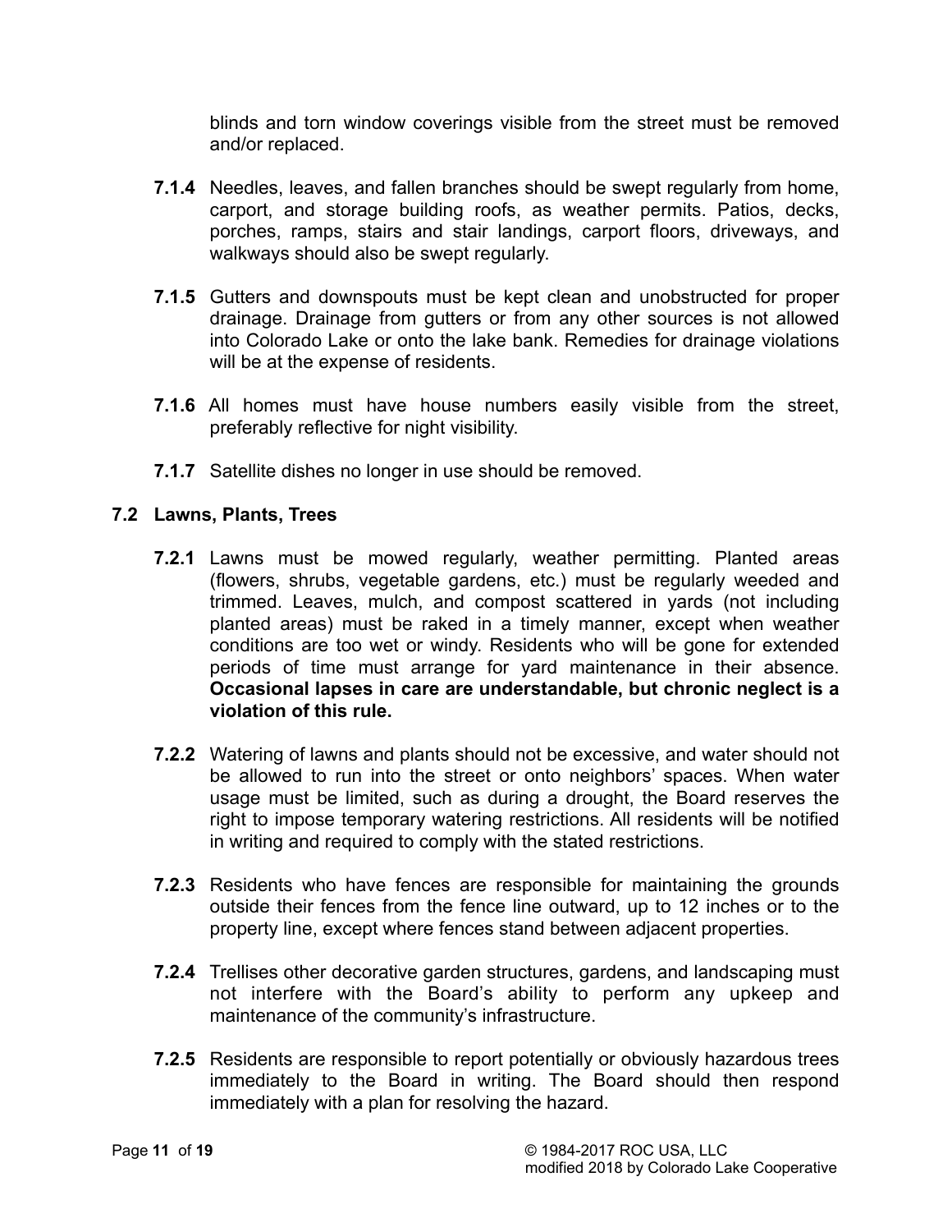blinds and torn window coverings visible from the street must be removed and/or replaced.

**7.1.4** Needles, leaves, and fallen branches should be swept regularly from home, carport, and storage building roofs, as weather permits. Patios, decks, porches, ramps, stairs and stair landings, carport floors, driveways, and walkways should also be swept regularly.

**7.1.5** Gutters and downspouts must be kept clean and unobstructed for proper drainage. Drainage from gutters or from any other sources is not allowed into Colorado Lake or onto the lake bank. Remedies for drainage violations will be at the expense of residents.

**7.1.6** All homes must have house numbers easily visible from the street, preferably reflective for night visibility.

**7.1.7** Satellite dishes no longer in use should be removed.

### 7.2 Lawns, Plants, Trees

**7.2.1** Lawns must be mowed regularly, weather permitting. Planted areas (flowers, shrubs, vegetable gardens, etc.) must be regularly weeded and trimmed. Leaves, mulch, and compost scattered in yards (not including planted areas) must be raked in a timely manner, except when weather conditions are too wet or windy. Residents who will be gone for extended periods of time must arrange for yard maintenance in their absence. **Occasional lapses in care are understandable, but chronic neglect is a violation of this rule.**

**7.2.2** Watering of lawns and plants should not be excessive, and water should not be allowed to run into the street or onto neighbors' spaces. When water usage must be limited, such as during a drought, the Board reserves the right to impose temporary watering restrictions. All residents will be notified in writing and required to comply with the stated restrictions.

**7.2.3** Residents who have fences are responsible for maintaining the grounds outside their fences from the fence line outward, up to 12 inches or to the property line, except where fences stand between adjacent properties.

**7.2.4** Trellises other decorative garden structures, gardens, and landscaping must not interfere with the Board's ability to perform any upkeep and maintenance of the community's infrastructure.

**7.2.5** Residents are responsible to report potentially or obviously hazardous trees immediately to the Board in writing. The Board should then respond immediately with a plan for resolving the hazard.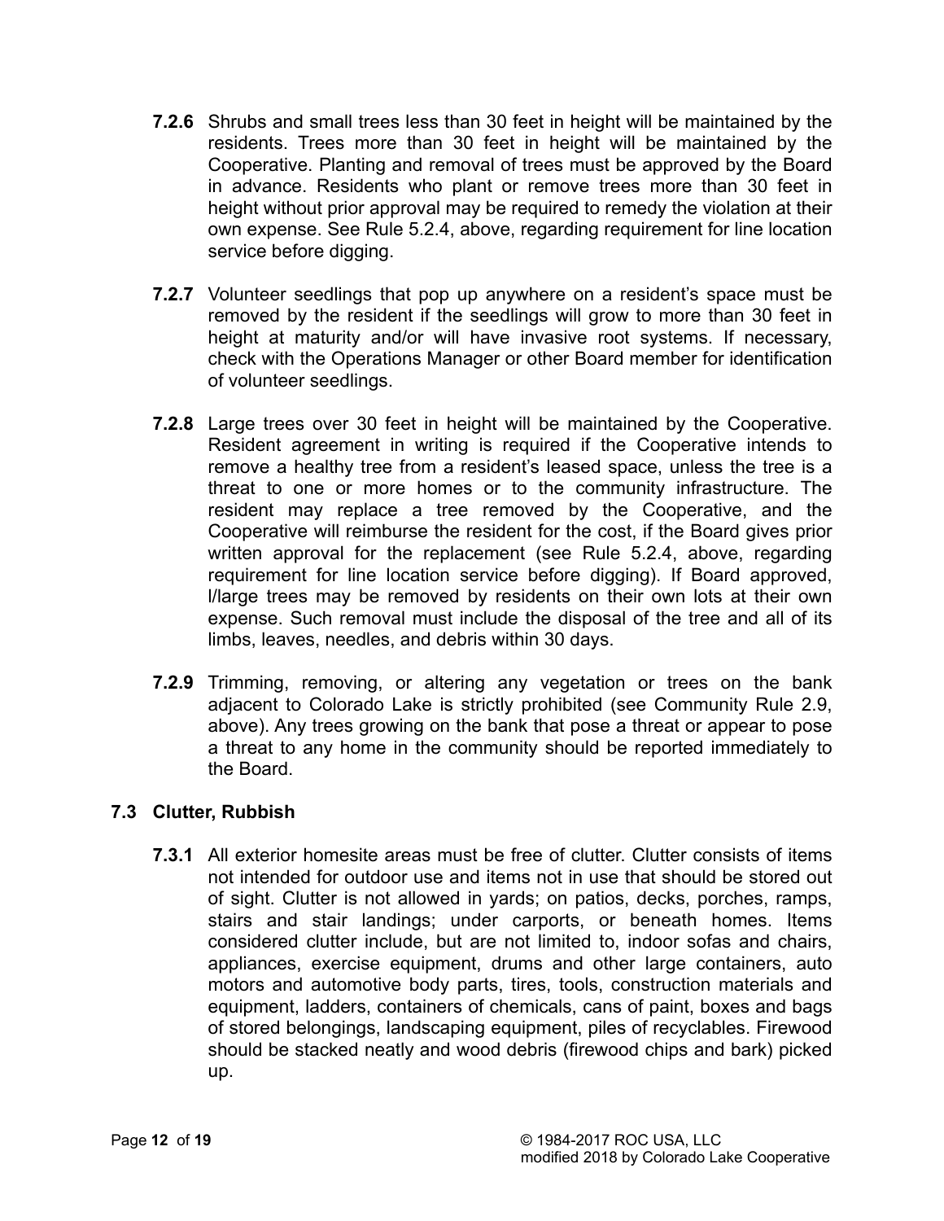**7.2.6** Shrubs and small trees less than 30 feet in height will be maintained by the residents. Trees more than 30 feet in height will be maintained by the Cooperative. Planting and removal of trees must be approved by the Board in advance. Residents who plant or remove trees more than 30 feet in height without prior approval may be required to remedy the violation at their own expense. See Rule 5.2.4, above, regarding requirement for line location service before digging.

**7.2.7** Volunteer seedlings that pop up anywhere on a resident's space must be removed by the resident if the seedlings will grow to more than 30 feet in height at maturity and/or will have invasive root systems. If necessary, check with the Operations Manager or other Board member for identification of volunteer seedlings.

**7.2.8** Large trees over 30 feet in height will be maintained by the Cooperative. Resident agreement in writing is required if the Cooperative intends to remove a healthy tree from a resident's leased space, unless the tree is a threat to one or more homes or to the community infrastructure. The resident may replace a tree removed by the Cooperative, and the Cooperative will reimburse the resident for the cost, if the Board gives prior written approval for the replacement (see Rule 5.2.4, above, regarding requirement for line location service before digging). If Board approved, l/large trees may be removed by residents on their own lots at their own expense. Such removal must include the disposal of the tree and all of its limbs, leaves, needles, and debris within 30 days.

**7.2.9** Trimming, removing, or altering any vegetation or trees on the bank adjacent to Colorado Lake is strictly prohibited (see Community Rule 2.9, above). Any trees growing on the bank that pose a threat or appear to pose a threat to any home in the community should be reported immediately to the Board.

## 7.3 Clutter, Rubbish

**7.3.1** All exterior homesite areas must be free of clutter. Clutter consists of items not intended for outdoor use and items not in use that should be stored out of sight. Clutter is not allowed in yards; on patios, decks, porches, ramps, stairs and stair landings; under carports, or beneath homes. Items considered clutter include, but are not limited to, indoor sofas and chairs, appliances, exercise equipment, drums and other large containers, auto motors and automotive body parts, tires, tools, construction materials and equipment, ladders, containers of chemicals, cans of paint, boxes and bags of stored belongings, landscaping equipment, piles of recyclables. Firewood should be stacked neatly and wood debris (firewood chips and bark) picked up.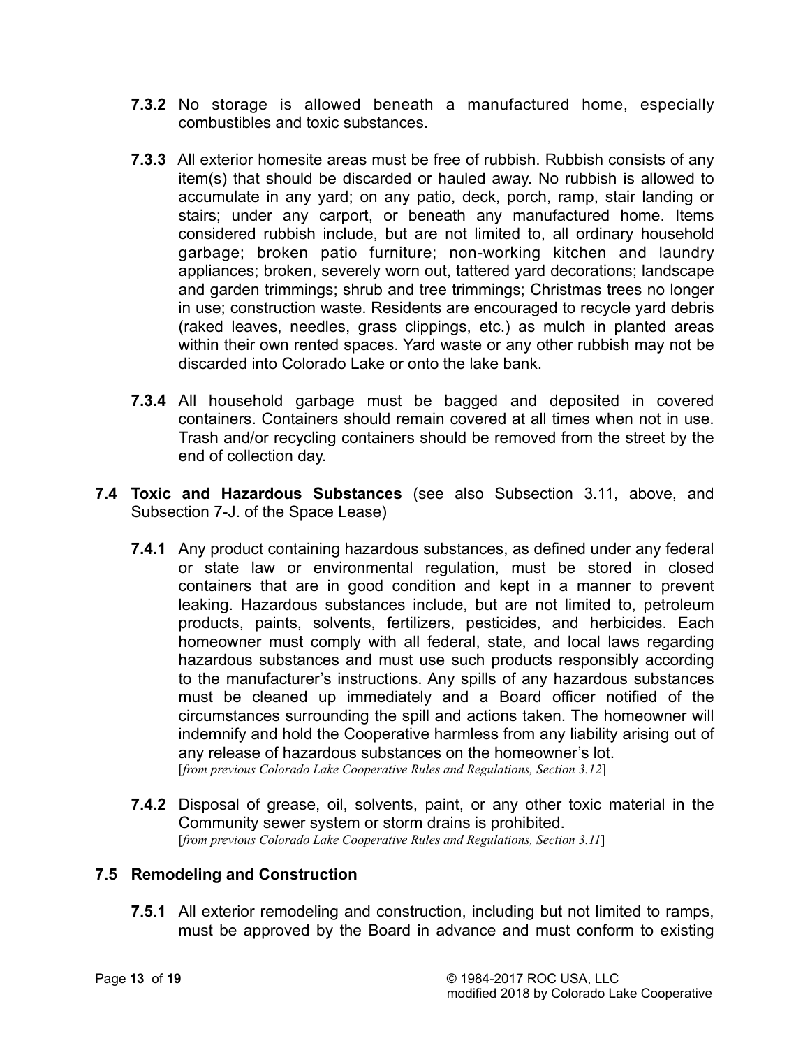**7.3.2** No storage is allowed beneath a manufactured home, especially combustibles and toxic substances.

**7.3.3** All exterior homesite areas must be free of rubbish. Rubbish consists of any item(s) that should be discarded or hauled away. No rubbish is allowed to accumulate in any yard; on any patio, deck, porch, ramp, stair landing or stairs; under any carport, or beneath any manufactured home. Items considered rubbish include, but are not limited to, all ordinary household garbage; broken patio furniture; non-working kitchen and laundry appliances; broken, severely worn out, tattered yard decorations; landscape and garden trimmings; shrub and tree trimmings; Christmas trees no longer in use; construction waste. Residents are encouraged to recycle yard debris (raked leaves, needles, grass clippings, etc.) as mulch in planted areas within their own rented spaces. Yard waste or any other rubbish may not be discarded into Colorado Lake or onto the lake bank.

**7.3.4** All household garbage must be bagged and deposited in covered containers. Containers should remain covered at all times when not in use. Trash and/or recycling containers should be removed from the street by the end of collection day.

**7.4 Toxic and Hazardous Substances** (see also Subsection 3.11, above, and Subsection 7-J. of the Space Lease)

**7.4.1** Any product containing hazardous substances, as defined under any federal or state law or environmental regulation, must be stored in closed containers that are in good condition and kept in a manner to prevent leaking. Hazardous substances include, but are not limited to, petroleum products, paints, solvents, fertilizers, pesticides, and herbicides. Each homeowner must comply with all federal, state, and local laws regarding hazardous substances and must use such products responsibly according to the manufacturer's instructions. Any spills of any hazardous substances must be cleaned up immediately and a Board officer notified of the circumstances surrounding the spill and actions taken. The homeowner will indemnify and hold the Cooperative harmless from any liability arising out of any release of hazardous substances on the homeowner's lot.
[*from previous Colorado Lake Cooperative Rules and Regulations, Section 3.12*]

**7.4.2** Disposal of grease, oil, solvents, paint, or any other toxic material in the Community sewer system or storm drains is prohibited.
[*from previous Colorado Lake Cooperative Rules and Regulations, Section 3.11*]

**7.5 Remodeling and Construction**

**7.5.1** All exterior remodeling and construction, including but not limited to ramps, must be approved by the Board in advance and must conform to existing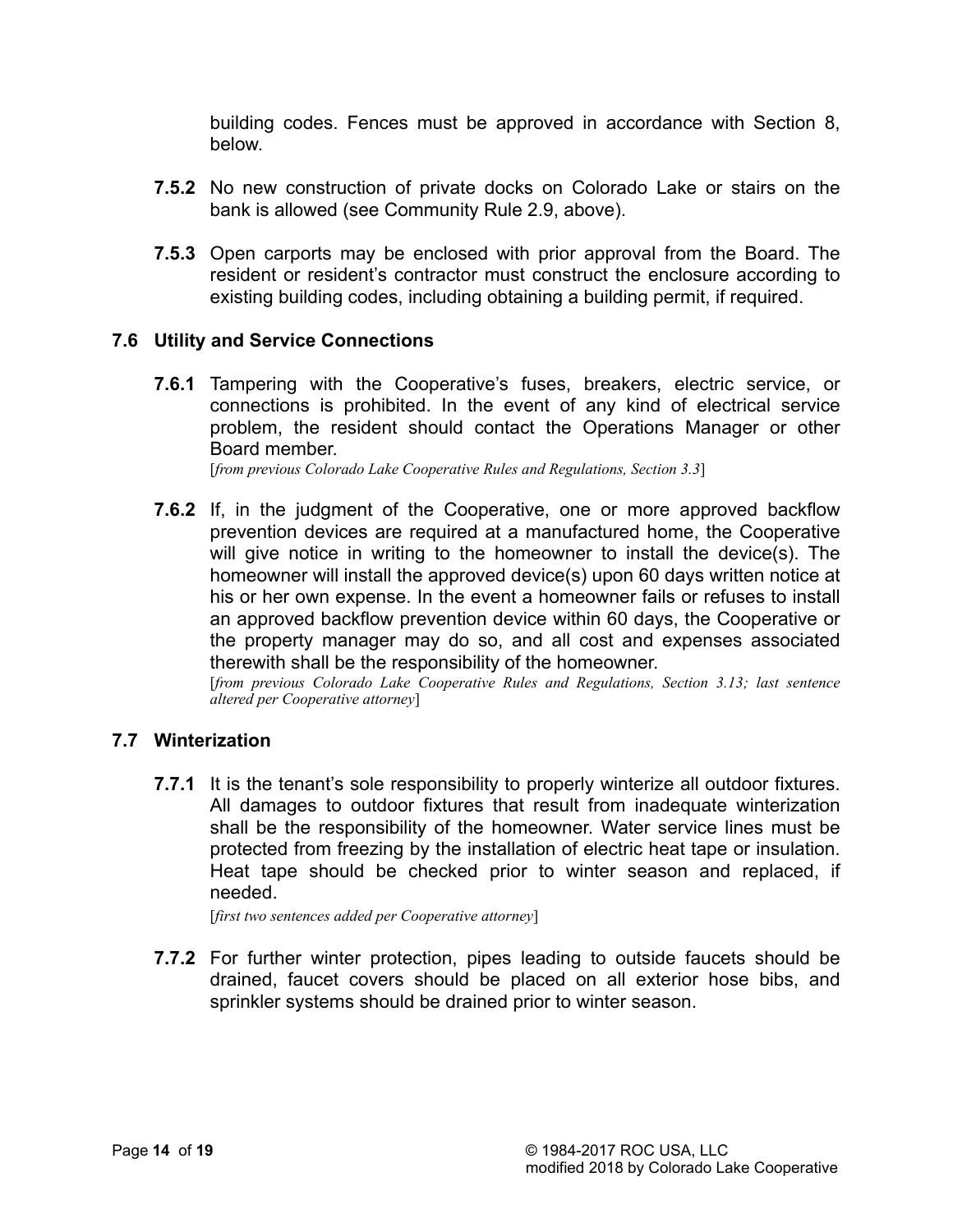building codes. Fences must be approved in accordance with Section 8, below.

**7.5.2** No new construction of private docks on Colorado Lake or stairs on the bank is allowed (see Community Rule 2.9, above).

**7.5.3** Open carports may be enclosed with prior approval from the Board. The resident or resident's contractor must construct the enclosure according to existing building codes, including obtaining a building permit, if required.

### 7.6 Utility and Service Connections

**7.6.1** Tampering with the Cooperative's fuses, breakers, electric service, or connections is prohibited. In the event of any kind of electrical service problem, the resident should contact the Operations Manager or other Board member.
[*from previous Colorado Lake Cooperative Rules and Regulations, Section 3.3*]

**7.6.2** If, in the judgment of the Cooperative, one or more approved backflow prevention devices are required at a manufactured home, the Cooperative will give notice in writing to the homeowner to install the device(s). The homeowner will install the approved device(s) upon 60 days written notice at his or her own expense. In the event a homeowner fails or refuses to install an approved backflow prevention device within 60 days, the Cooperative or the property manager may do so, and all cost and expenses associated therewith shall be the responsibility of the homeowner.
[*from previous Colorado Lake Cooperative Rules and Regulations, Section 3.13; last sentence altered per Cooperative attorney*]

### 7.7 Winterization

**7.7.1** It is the tenant's sole responsibility to properly winterize all outdoor fixtures. All damages to outdoor fixtures that result from inadequate winterization shall be the responsibility of the homeowner. Water service lines must be protected from freezing by the installation of electric heat tape or insulation. Heat tape should be checked prior to winter season and replaced, if needed.
[*first two sentences added per Cooperative attorney*]

**7.7.2** For further winter protection, pipes leading to outside faucets should be drained, faucet covers should be placed on all exterior hose bibs, and sprinkler systems should be drained prior to winter season.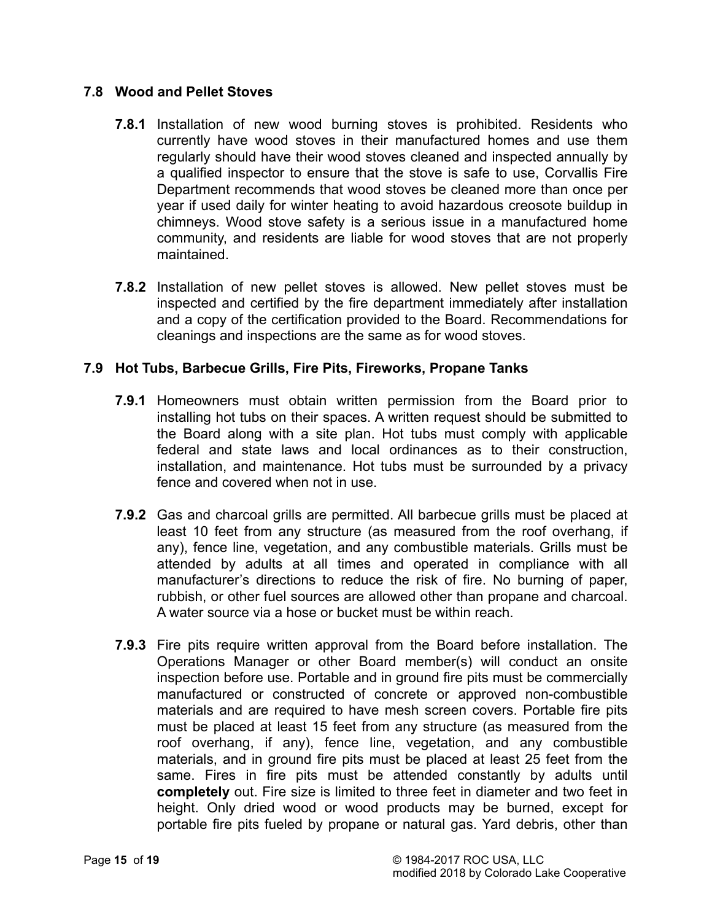### 7.8 Wood and Pellet Stoves

**7.8.1** Installation of new wood burning stoves is prohibited. Residents who currently have wood stoves in their manufactured homes and use them regularly should have their wood stoves cleaned and inspected annually by a qualified inspector to ensure that the stove is safe to use, Corvallis Fire Department recommends that wood stoves be cleaned more than once per year if used daily for winter heating to avoid hazardous creosote buildup in chimneys. Wood stove safety is a serious issue in a manufactured home community, and residents are liable for wood stoves that are not properly maintained.

**7.8.2** Installation of new pellet stoves is allowed. New pellet stoves must be inspected and certified by the fire department immediately after installation and a copy of the certification provided to the Board. Recommendations for cleanings and inspections are the same as for wood stoves.

### 7.9 Hot Tubs, Barbecue Grills, Fire Pits, Fireworks, Propane Tanks

**7.9.1** Homeowners must obtain written permission from the Board prior to installing hot tubs on their spaces. A written request should be submitted to the Board along with a site plan. Hot tubs must comply with applicable federal and state laws and local ordinances as to their construction, installation, and maintenance. Hot tubs must be surrounded by a privacy fence and covered when not in use.

**7.9.2** Gas and charcoal grills are permitted. All barbecue grills must be placed at least 10 feet from any structure (as measured from the roof overhang, if any), fence line, vegetation, and any combustible materials. Grills must be attended by adults at all times and operated in compliance with all manufacturer's directions to reduce the risk of fire. No burning of paper, rubbish, or other fuel sources are allowed other than propane and charcoal. A water source via a hose or bucket must be within reach.

**7.9.3** Fire pits require written approval from the Board before installation. The Operations Manager or other Board member(s) will conduct an onsite inspection before use. Portable and in ground fire pits must be commercially manufactured or constructed of concrete or approved non-combustible materials and are required to have mesh screen covers. Portable fire pits must be placed at least 15 feet from any structure (as measured from the roof overhang, if any), fence line, vegetation, and any combustible materials, and in ground fire pits must be placed at least 25 feet from the same. Fires in fire pits must be attended constantly by adults until **completely** out. Fire size is limited to three feet in diameter and two feet in height. Only dried wood or wood products may be burned, except for portable fire pits fueled by propane or natural gas. Yard debris, other than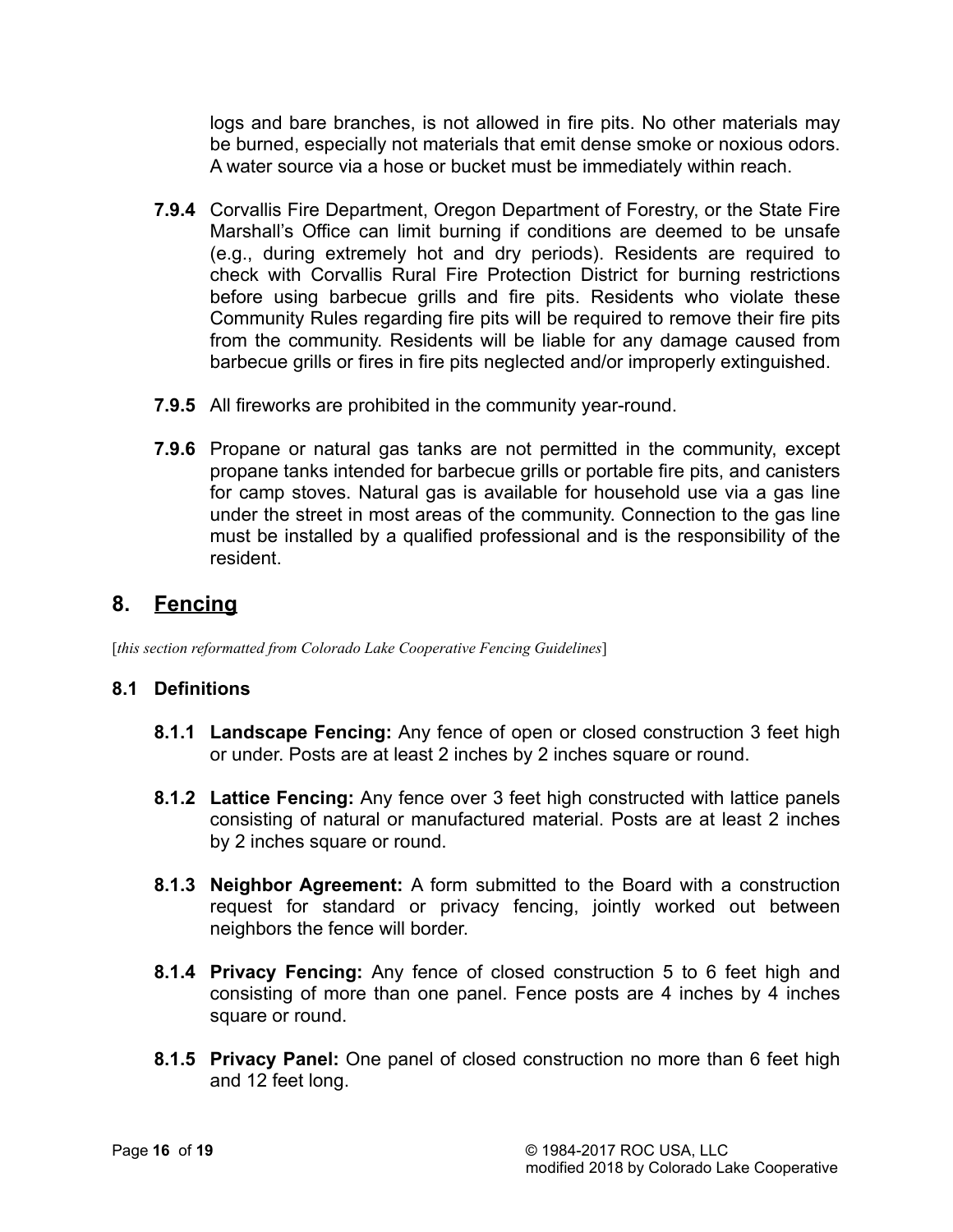logs and bare branches, is not allowed in fire pits. No other materials may be burned, especially not materials that emit dense smoke or noxious odors. A water source via a hose or bucket must be immediately within reach.

**7.9.4** Corvallis Fire Department, Oregon Department of Forestry, or the State Fire Marshall's Office can limit burning if conditions are deemed to be unsafe (e.g., during extremely hot and dry periods). Residents are required to check with Corvallis Rural Fire Protection District for burning restrictions before using barbecue grills and fire pits. Residents who violate these Community Rules regarding fire pits will be required to remove their fire pits from the community. Residents will be liable for any damage caused from barbecue grills or fires in fire pits neglected and/or improperly extinguished.

**7.9.5** All fireworks are prohibited in the community year-round.

**7.9.6** Propane or natural gas tanks are not permitted in the community, except propane tanks intended for barbecue grills or portable fire pits, and canisters for camp stoves. Natural gas is available for household use via a gas line under the street in most areas of the community. Connection to the gas line must be installed by a qualified professional and is the responsibility of the resident.

## 8. Fencing

[*this section reformatted from Colorado Lake Cooperative Fencing Guidelines*]

### 8.1 Definitions

**8.1.1 Landscape Fencing:** Any fence of open or closed construction 3 feet high or under. Posts are at least 2 inches by 2 inches square or round.

**8.1.2 Lattice Fencing:** Any fence over 3 feet high constructed with lattice panels consisting of natural or manufactured material. Posts are at least 2 inches by 2 inches square or round.

**8.1.3 Neighbor Agreement:** A form submitted to the Board with a construction request for standard or privacy fencing, jointly worked out between neighbors the fence will border.

**8.1.4 Privacy Fencing:** Any fence of closed construction 5 to 6 feet high and consisting of more than one panel. Fence posts are 4 inches by 4 inches square or round.

**8.1.5 Privacy Panel:** One panel of closed construction no more than 6 feet high and 12 feet long.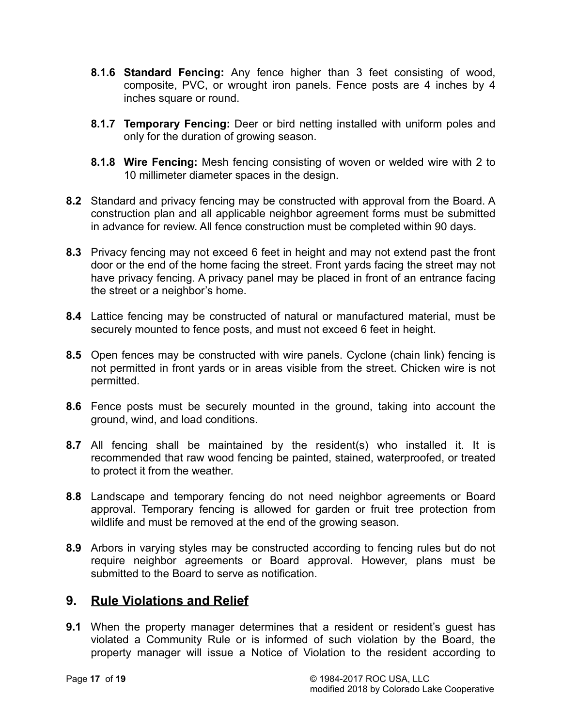**8.1.6 Standard Fencing:** Any fence higher than 3 feet consisting of wood, composite, PVC, or wrought iron panels. Fence posts are 4 inches by 4 inches square or round.

**8.1.7 Temporary Fencing:** Deer or bird netting installed with uniform poles and only for the duration of growing season.

**8.1.8 Wire Fencing:** Mesh fencing consisting of woven or welded wire with 2 to 10 millimeter diameter spaces in the design.

**8.2** Standard and privacy fencing may be constructed with approval from the Board. A construction plan and all applicable neighbor agreement forms must be submitted in advance for review. All fence construction must be completed within 90 days.

**8.3** Privacy fencing may not exceed 6 feet in height and may not extend past the front door or the end of the home facing the street. Front yards facing the street may not have privacy fencing. A privacy panel may be placed in front of an entrance facing the street or a neighbor's home.

**8.4** Lattice fencing may be constructed of natural or manufactured material, must be securely mounted to fence posts, and must not exceed 6 feet in height.

**8.5** Open fences may be constructed with wire panels. Cyclone (chain link) fencing is not permitted in front yards or in areas visible from the street. Chicken wire is not permitted.

**8.6** Fence posts must be securely mounted in the ground, taking into account the ground, wind, and load conditions.

**8.7** All fencing shall be maintained by the resident(s) who installed it. It is recommended that raw wood fencing be painted, stained, waterproofed, or treated to protect it from the weather.

**8.8** Landscape and temporary fencing do not need neighbor agreements or Board approval. Temporary fencing is allowed for garden or fruit tree protection from wildlife and must be removed at the end of the growing season.

**8.9** Arbors in varying styles may be constructed according to fencing rules but do not require neighbor agreements or Board approval. However, plans must be submitted to the Board to serve as notification.

## 9. Rule Violations and Relief

**9.1** When the property manager determines that a resident or resident's guest has violated a Community Rule or is informed of such violation by the Board, the property manager will issue a Notice of Violation to the resident according to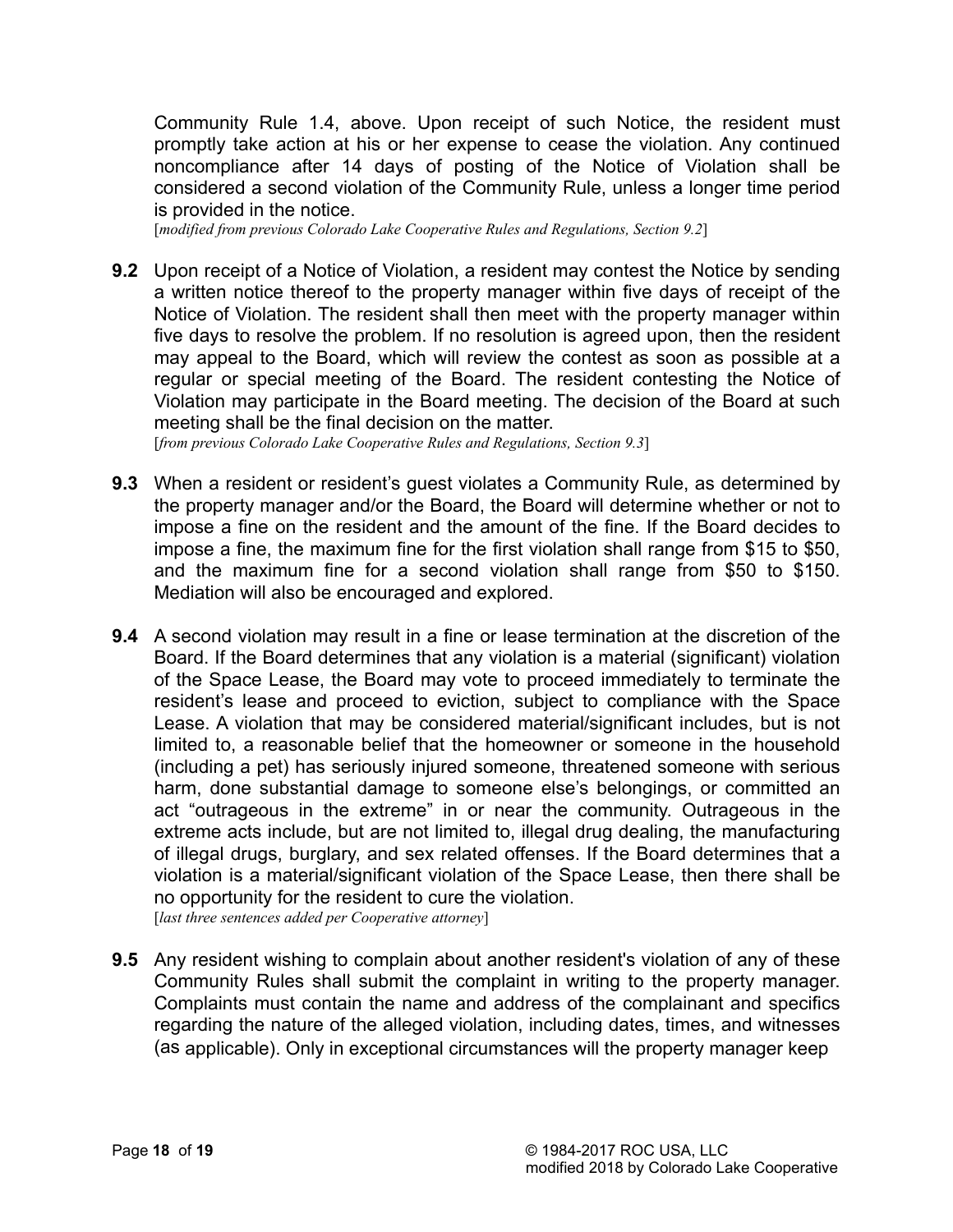Community Rule 1.4, above. Upon receipt of such Notice, the resident must promptly take action at his or her expense to cease the violation. Any continued noncompliance after 14 days of posting of the Notice of Violation shall be considered a second violation of the Community Rule, unless a longer time period is provided in the notice.
[*modified from previous Colorado Lake Cooperative Rules and Regulations, Section 9.2*]

**9.2** Upon receipt of a Notice of Violation, a resident may contest the Notice by sending a written notice thereof to the property manager within five days of receipt of the Notice of Violation. The resident shall then meet with the property manager within five days to resolve the problem. If no resolution is agreed upon, then the resident may appeal to the Board, which will review the contest as soon as possible at a regular or special meeting of the Board. The resident contesting the Notice of Violation may participate in the Board meeting. The decision of the Board at such meeting shall be the final decision on the matter.
[*from previous Colorado Lake Cooperative Rules and Regulations, Section 9.3*]

**9.3** When a resident or resident's guest violates a Community Rule, as determined by the property manager and/or the Board, the Board will determine whether or not to impose a fine on the resident and the amount of the fine. If the Board decides to impose a fine, the maximum fine for the first violation shall range from $15 to $50, and the maximum fine for a second violation shall range from $50 to $150. Mediation will also be encouraged and explored.

**9.4** A second violation may result in a fine or lease termination at the discretion of the Board. If the Board determines that any violation is a material (significant) violation of the Space Lease, the Board may vote to proceed immediately to terminate the resident's lease and proceed to eviction, subject to compliance with the Space Lease. A violation that may be considered material/significant includes, but is not limited to, a reasonable belief that the homeowner or someone in the household (including a pet) has seriously injured someone, threatened someone with serious harm, done substantial damage to someone else's belongings, or committed an act "outrageous in the extreme" in or near the community. Outrageous in the extreme acts include, but are not limited to, illegal drug dealing, the manufacturing of illegal drugs, burglary, and sex related offenses. If the Board determines that a violation is a material/significant violation of the Space Lease, then there shall be no opportunity for the resident to cure the violation.
[*last three sentences added per Cooperative attorney*]

**9.5** Any resident wishing to complain about another resident's violation of any of these Community Rules shall submit the complaint in writing to the property manager. Complaints must contain the name and address of the complainant and specifics regarding the nature of the alleged violation, including dates, times, and witnesses (as applicable). Only in exceptional circumstances will the property manager keep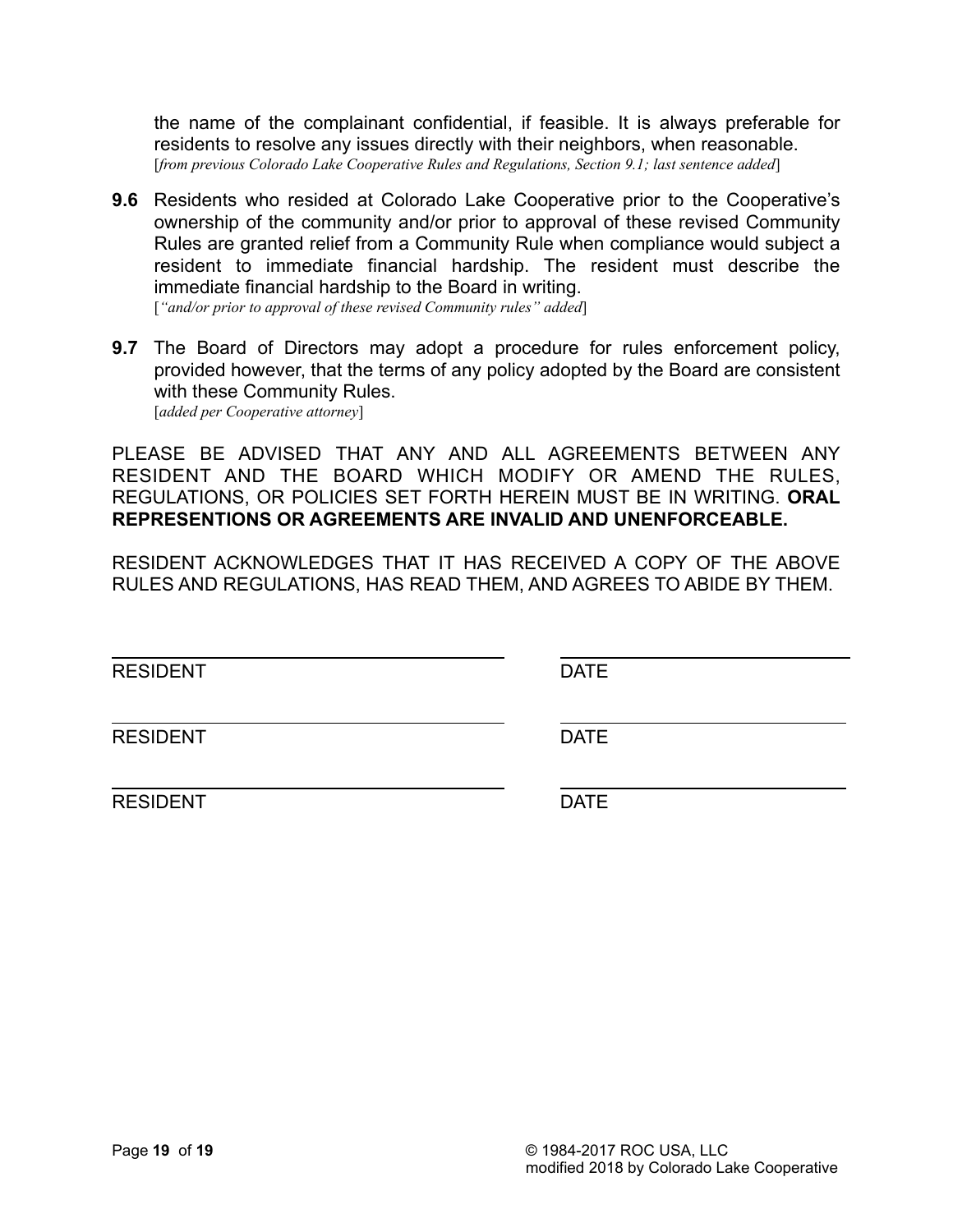the name of the complainant confidential, if feasible. It is always preferable for residents to resolve any issues directly with their neighbors, when reasonable.
[*from previous Colorado Lake Cooperative Rules and Regulations, Section 9.1; last sentence added*]

**9.6** Residents who resided at Colorado Lake Cooperative prior to the Cooperative's ownership of the community and/or prior to approval of these revised Community Rules are granted relief from a Community Rule when compliance would subject a resident to immediate financial hardship. The resident must describe the immediate financial hardship to the Board in writing.
[*"and/or prior to approval of these revised Community rules" added*]

**9.7** The Board of Directors may adopt a procedure for rules enforcement policy, provided however, that the terms of any policy adopted by the Board are consistent with these Community Rules.
[*added per Cooperative attorney*]

PLEASE BE ADVISED THAT ANY AND ALL AGREEMENTS BETWEEN ANY RESIDENT AND THE BOARD WHICH MODIFY OR AMEND THE RULES, REGULATIONS, OR POLICIES SET FORTH HEREIN MUST BE IN WRITING. **ORAL REPRESENTIONS OR AGREEMENTS ARE INVALID AND UNENFORCEABLE.**

RESIDENT ACKNOWLEDGES THAT IT HAS RECEIVED A COPY OF THE ABOVE RULES AND REGULATIONS, HAS READ THEM, AND AGREES TO ABIDE BY THEM.

| | |
|---|---|
| RESIDENT | DATE |
| RESIDENT | DATE |
| RESIDENT | DATE |

© 1984-2017 ROC USA, LLC
modified 2018 by Colorado Lake Cooperative